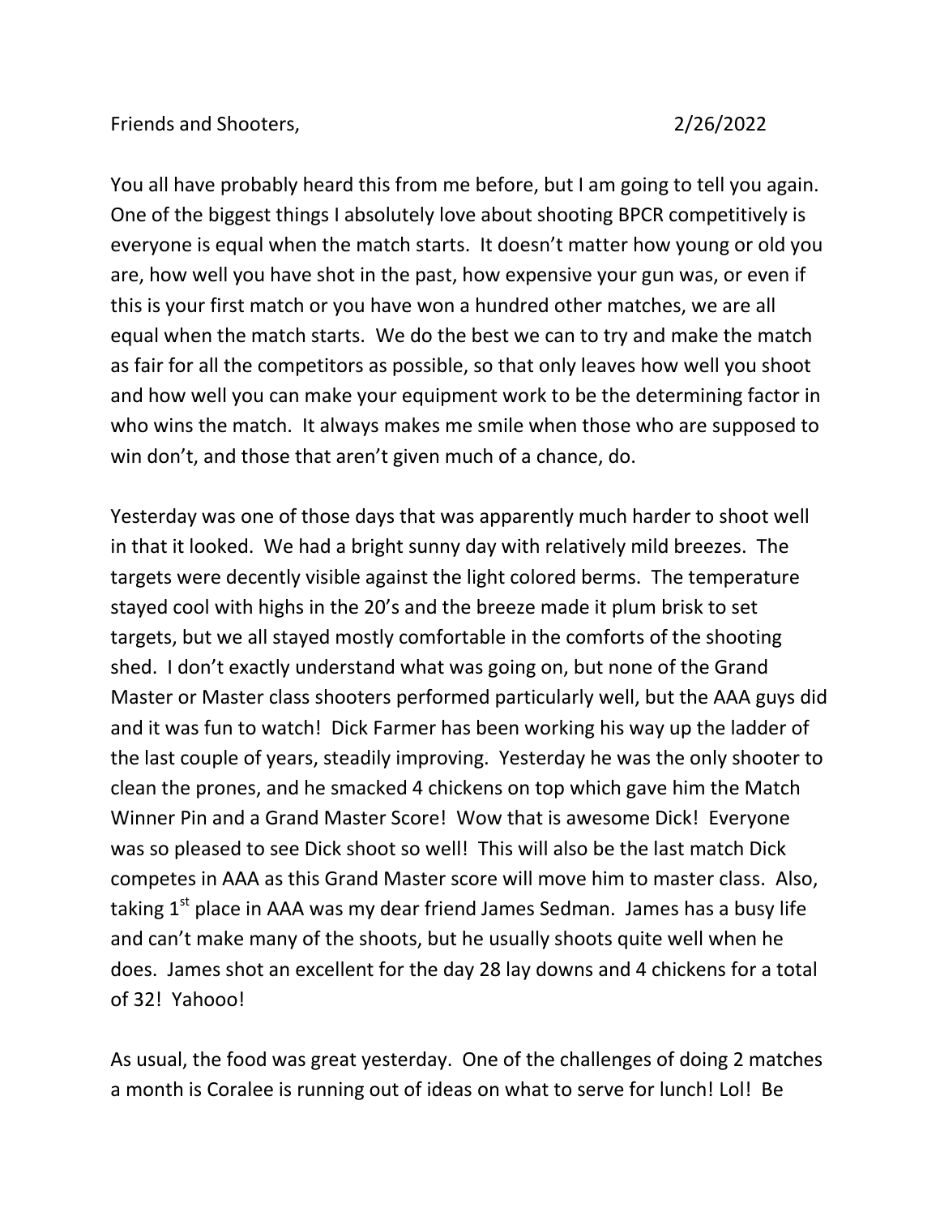Friends and Shooters, 2/26/2022

You all have probably heard this from me before, but I am going to tell you again. One of the biggest things I absolutely love about shooting BPCR competitively is everyone is equal when the match starts. It doesn't matter how young or old you are, how well you have shot in the past, how expensive your gun was, or even if this is your first match or you have won a hundred other matches, we are all equal when the match starts. We do the best we can to try and make the match as fair for all the competitors as possible, so that only leaves how well you shoot and how well you can make your equipment work to be the determining factor in who wins the match. It always makes me smile when those who are supposed to win don't, and those that aren't given much of a chance, do.

Yesterday was one of those days that was apparently much harder to shoot well in that it looked. We had a bright sunny day with relatively mild breezes. The targets were decently visible against the light colored berms. The temperature stayed cool with highs in the 20's and the breeze made it plum brisk to set targets, but we all stayed mostly comfortable in the comforts of the shooting shed. I don't exactly understand what was going on, but none of the Grand Master or Master class shooters performed particularly well, but the AAA guys did and it was fun to watch! Dick Farmer has been working his way up the ladder of the last couple of years, steadily improving. Yesterday he was the only shooter to clean the prones, and he smacked 4 chickens on top which gave him the Match Winner Pin and a Grand Master Score! Wow that is awesome Dick! Everyone was so pleased to see Dick shoot so well! This will also be the last match Dick competes in AAA as this Grand Master score will move him to master class. Also, taking 1st place in AAA was my dear friend James Sedman. James has a busy life and can't make many of the shoots, but he usually shoots quite well when he does. James shot an excellent for the day 28 lay downs and 4 chickens for a total of 32! Yahooo!

As usual, the food was great yesterday. One of the challenges of doing 2 matches a month is Coralee is running out of ideas on what to serve for lunch! Lol! Be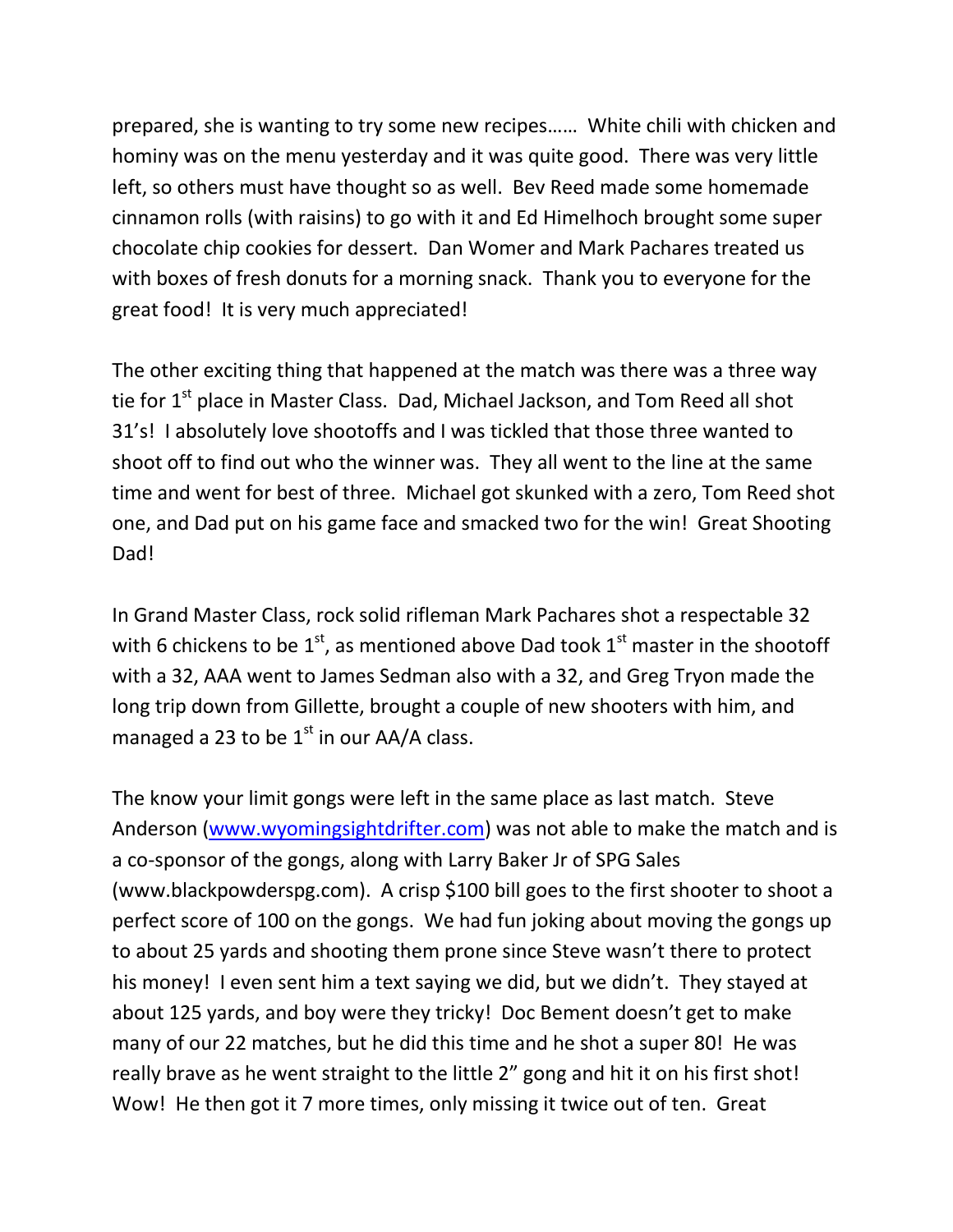prepared, she is wanting to try some new recipes…… White chili with chicken and hominy was on the menu yesterday and it was quite good. There was very little left, so others must have thought so as well. Bev Reed made some homemade cinnamon rolls (with raisins) to go with it and Ed Himelhoch brought some super chocolate chip cookies for dessert. Dan Womer and Mark Pachares treated us with boxes of fresh donuts for a morning snack. Thank you to everyone for the great food! It is very much appreciated!

The other exciting thing that happened at the match was there was a three way tie for 1st place in Master Class. Dad, Michael Jackson, and Tom Reed all shot 31's! I absolutely love shootoffs and I was tickled that those three wanted to shoot off to find out who the winner was. They all went to the line at the same time and went for best of three. Michael got skunked with a zero, Tom Reed shot one, and Dad put on his game face and smacked two for the win! Great Shooting Dad!

In Grand Master Class, rock solid rifleman Mark Pachares shot a respectable 32 with 6 chickens to be 1st, as mentioned above Dad took 1st master in the shootoff with a 32, AAA went to James Sedman also with a 32, and Greg Tryon made the long trip down from Gillette, brought a couple of new shooters with him, and managed a 23 to be 1st in our AA/A class.

The know your limit gongs were left in the same place as last match. Steve Anderson (www.wyomingsightdrifter.com) was not able to make the match and is a co-sponsor of the gongs, along with Larry Baker Jr of SPG Sales (www.blackpowderspg.com). A crisp $100 bill goes to the first shooter to shoot a perfect score of 100 on the gongs. We had fun joking about moving the gongs up to about 25 yards and shooting them prone since Steve wasn't there to protect his money! I even sent him a text saying we did, but we didn't. They stayed at about 125 yards, and boy were they tricky! Doc Bement doesn't get to make many of our 22 matches, but he did this time and he shot a super 80! He was really brave as he went straight to the little 2" gong and hit it on his first shot! Wow! He then got it 7 more times, only missing it twice out of ten. Great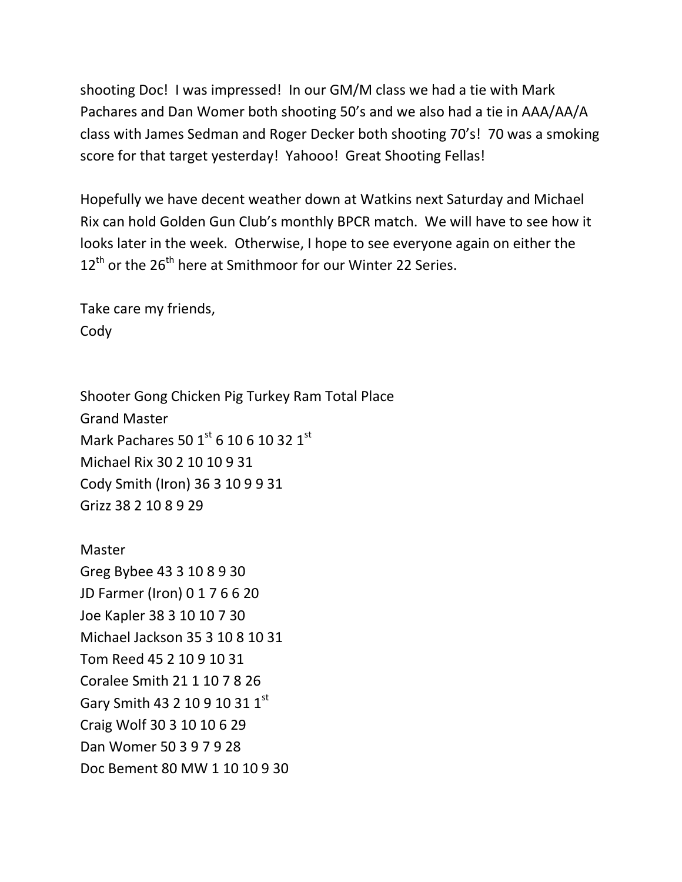shooting Doc! I was impressed! In our GM/M class we had a tie with Mark Pachares and Dan Womer both shooting 50's and we also had a tie in AAA/AA/A class with James Sedman and Roger Decker both shooting 70's! 70 was a smoking score for that target yesterday! Yahooo! Great Shooting Fellas!

Hopefully we have decent weather down at Watkins next Saturday and Michael Rix can hold Golden Gun Club's monthly BPCR match. We will have to see how it looks later in the week. Otherwise, I hope to see everyone again on either the 12th or the 26th here at Smithmoor for our Winter 22 Series.

Take care my friends,
Cody

Shooter Gong Chicken Pig Turkey Ram Total Place

Grand Master
Mark Pachares 50 1st 6 10 6 10 32 1st
Michael Rix 30 2 10 10 9 31
Cody Smith (Iron) 36 3 10 9 9 31
Grizz 38 2 10 8 9 29

Master
Greg Bybee 43 3 10 8 9 30
JD Farmer (Iron) 0 1 7 6 6 20
Joe Kapler 38 3 10 10 7 30
Michael Jackson 35 3 10 8 10 31
Tom Reed 45 2 10 9 10 31
Coralee Smith 21 1 10 7 8 26
Gary Smith 43 2 10 9 10 31 1st
Craig Wolf 30 3 10 10 6 29
Dan Womer 50 3 9 7 9 28
Doc Bement 80 MW 1 10 10 9 30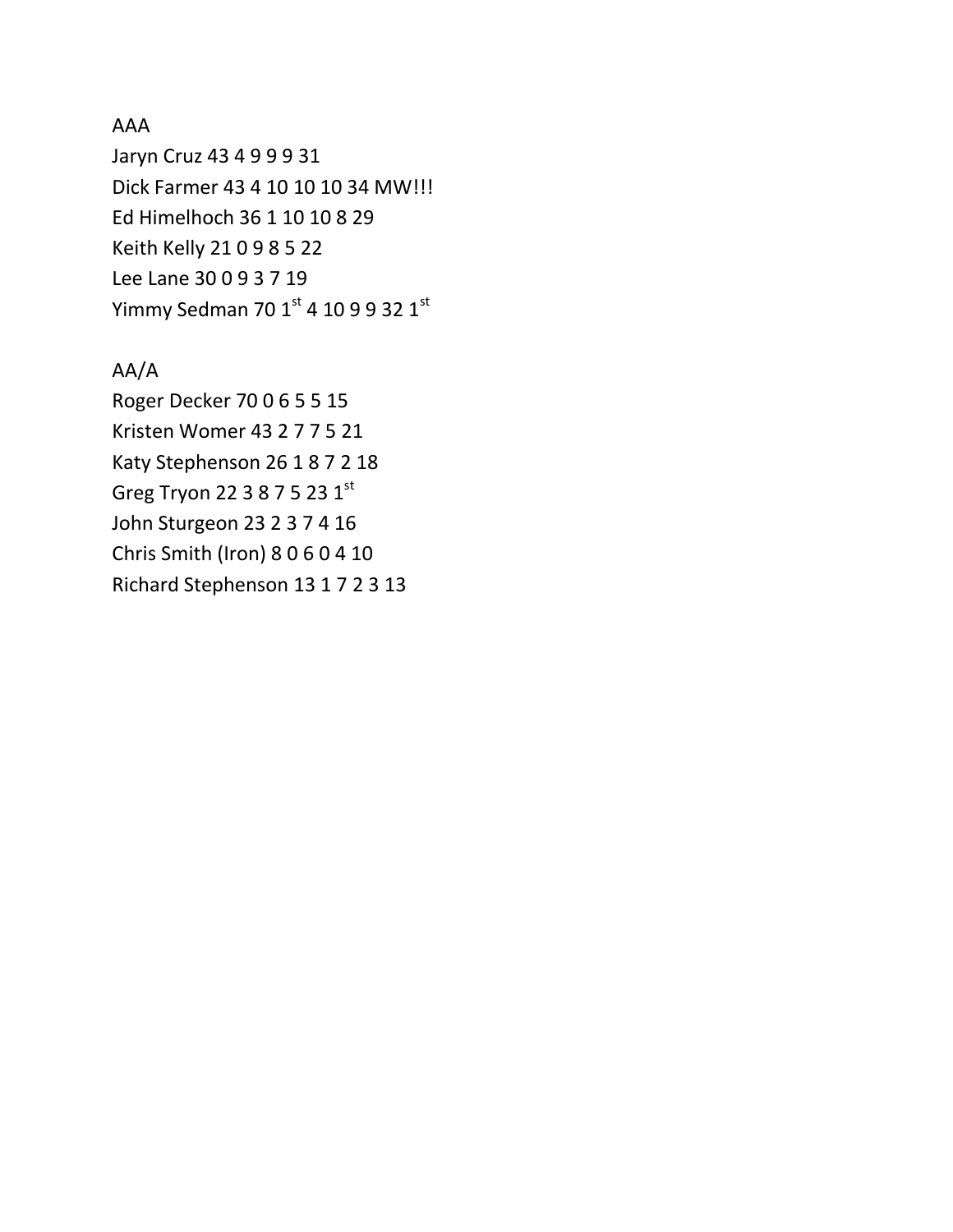AAA

Jaryn Cruz 43 4 9 9 9 31

Dick Farmer 43 4 10 10 10 34 MW!!!

Ed Himelhoch 36 1 10 10 8 29

Keith Kelly 21 0 9 8 5 22

Lee Lane 30 0 9 3 7 19

Yimmy Sedman 70 1st 4 10 9 9 32 1st

AA/A

Roger Decker 70 0 6 5 5 15

Kristen Womer 43 2 7 7 5 21

Katy Stephenson 26 1 8 7 2 18

Greg Tryon 22 3 8 7 5 23 1st

John Sturgeon 23 2 3 7 4 16

Chris Smith (Iron) 8 0 6 0 4 10

Richard Stephenson 13 1 7 2 3 13